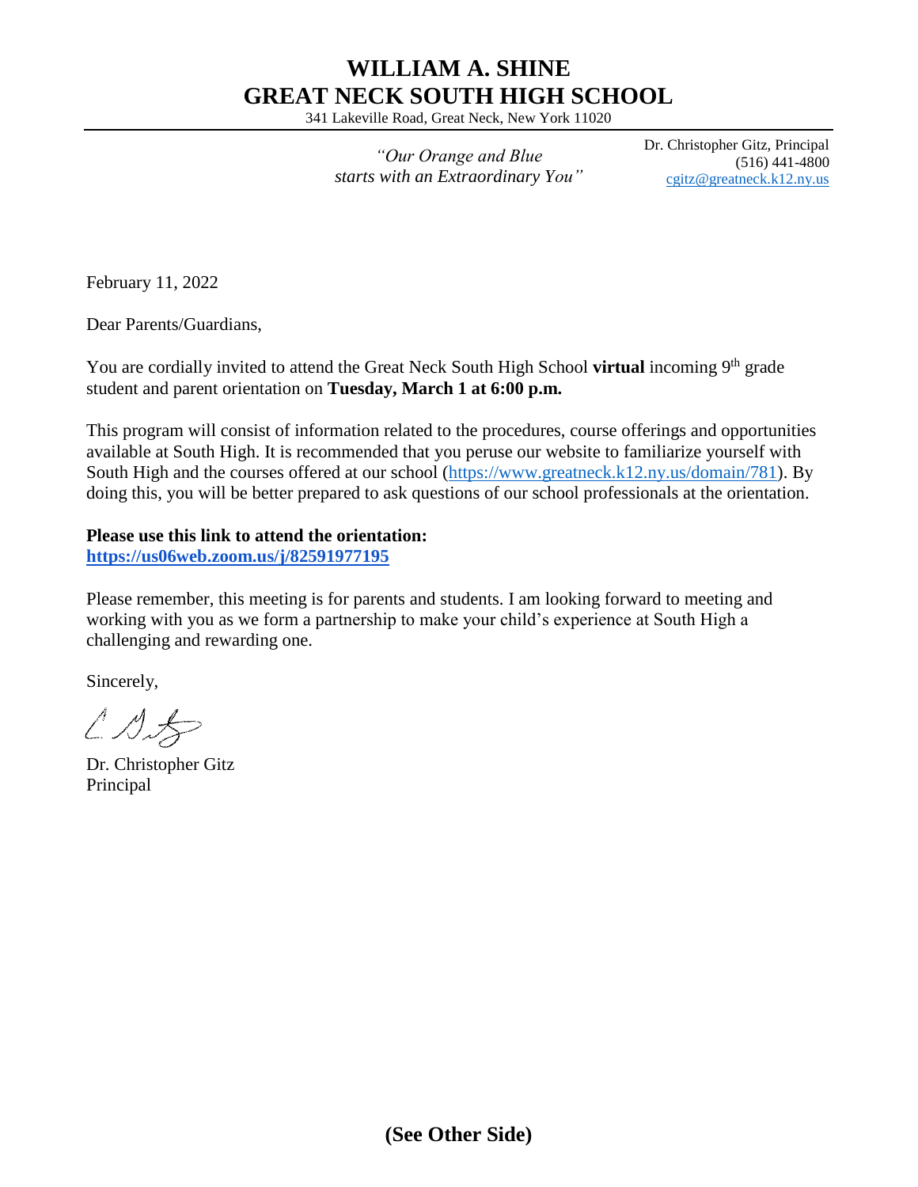# WILLIAM A. SHINE
# GREAT NECK SOUTH HIGH SCHOOL

341 Lakeville Road, Great Neck, New York 11020

*"Our Orange and Blue starts with an Extraordinary You"*

Dr. Christopher Gitz, Principal
(516) 441-4800
cgitz@greatneck.k12.ny.us

February 11, 2022

Dear Parents/Guardians,

You are cordially invited to attend the Great Neck South High School **virtual** incoming 9th grade student and parent orientation on **Tuesday, March 1 at 6:00 p.m.**

This program will consist of information related to the procedures, course offerings and opportunities available at South High. It is recommended that you peruse our website to familiarize yourself with South High and the courses offered at our school (https://www.greatneck.k12.ny.us/domain/781). By doing this, you will be better prepared to ask questions of our school professionals at the orientation.

**Please use this link to attend the orientation:**
**https://us06web.zoom.us/j/82591977195**

Please remember, this meeting is for parents and students. I am looking forward to meeting and working with you as we form a partnership to make your child's experience at South High a challenging and rewarding one.

Sincerely,

Dr. Christopher Gitz
Principal

**(See Other Side)**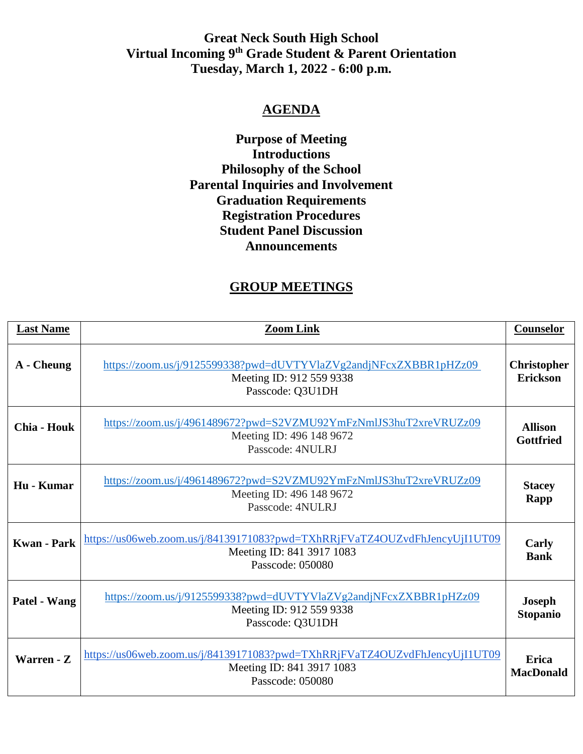**Great Neck South High School**
**Virtual Incoming 9th Grade Student & Parent Orientation**
**Tuesday, March 1, 2022 - 6:00 p.m.**

## AGENDA

**Purpose of Meeting**
**Introductions**
**Philosophy of the School**
**Parental Inquiries and Involvement**
**Graduation Requirements**
**Registration Procedures**
**Student Panel Discussion**
**Announcements**

## GROUP MEETINGS

| Last Name | Zoom Link | Counselor |
|---|---|---|
| **A - Cheung** | https://zoom.us/j/9125599338?pwd=dUVTYVlaZVg2andjNFcxZXBBR1pHZz09 Meeting ID: 912 559 9338 Passcode: Q3U1DH | **Christopher Erickson** |
| **Chia - Houk** | https://zoom.us/j/4961489672?pwd=S2VZMU92YmFzNmlJS3huT2xreVRUZz09 Meeting ID: 496 148 9672 Passcode: 4NULRJ | **Allison Gottfried** |
| **Hu - Kumar** | https://zoom.us/j/4961489672?pwd=S2VZMU92YmFzNmlJS3huT2xreVRUZz09 Meeting ID: 496 148 9672 Passcode: 4NULRJ | **Stacey Rapp** |
| **Kwan - Park** | https://us06web.zoom.us/j/84139171083?pwd=TXhRRjFVaTZ4OUZvdFhJencyUjI1UT09 Meeting ID: 841 3917 1083 Passcode: 050080 | **Carly Bank** |
| **Patel - Wang** | https://zoom.us/j/9125599338?pwd=dUVTYVlaZVg2andjNFcxZXBBR1pHZz09 Meeting ID: 912 559 9338 Passcode: Q3U1DH | **Joseph Stopanio** |
| **Warren - Z** | https://us06web.zoom.us/j/84139171083?pwd=TXhRRjFVaTZ4OUZvdFhJencyUjI1UT09 Meeting ID: 841 3917 1083 Passcode: 050080 | **Erica MacDonald** |